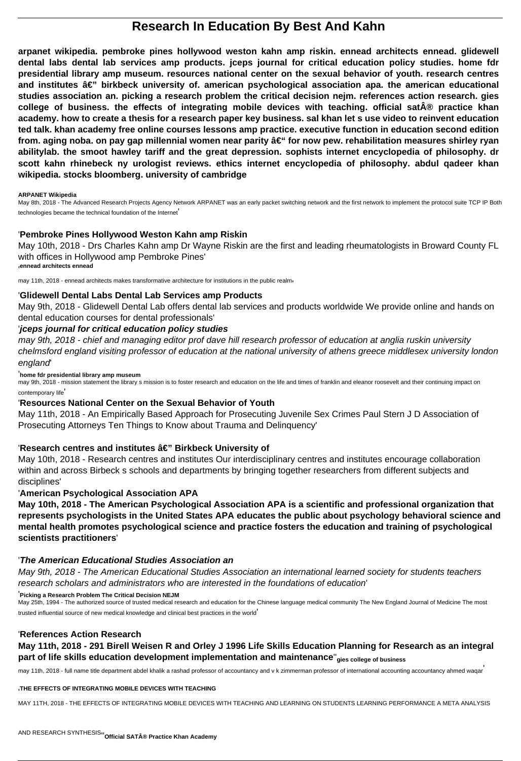# Research In Education By Best And Kahn

**arpanet wikipedia. pembroke pines hollywood weston kahn amp riskin. ennead architects ennead. glidewell dental labs dental lab services amp products. jceps journal for critical education policy studies. home fdr presidential library amp museum. resources national center on the sexual behavior of youth. research centres and institutes â€" birkbeck university of. american psychological association apa. the american educational studies association an. picking a research problem the critical decision nejm. references action research. gies college of business. the effects of integrating mobile devices with teaching. official satÂ® practice khan academy. how to create a thesis for a research paper key business. sal khan let s use video to reinvent education ted talk. khan academy free online courses lessons amp practice. executive function in education second edition from. aging noba. on pay gap millennial women near parity â€" for now pew. rehabilitation measures shirley ryan abilitylab. the smoot hawley tariff and the great depression. sophists internet encyclopedia of philosophy. dr scott kahn rhinebeck ny urologist reviews. ethics internet encyclopedia of philosophy. abdul qadeer khan wikipedia. stocks bloomberg. university of cambridge**

**ARPANET Wikipedia**

May 8th, 2018 - The Advanced Research Projects Agency Network ARPANET was an early packet switching network and the first network to implement the protocol suite TCP IP Both technologies became the technical foundation of the Internet'

'**Pembroke Pines Hollywood Weston Kahn amp Riskin**

May 10th, 2018 - Drs Charles Kahn amp Dr Wayne Riskin are the first and leading rheumatologists in Broward County FL with offices in Hollywood amp Pembroke Pines'

'**ennead architects ennead**

may 11th, 2018 - ennead architects makes transformative architecture for institutions in the public realm'

'**Glidewell Dental Labs Dental Lab Services amp Products**

May 9th, 2018 - Glidewell Dental Lab offers dental lab services and products worldwide We provide online and hands on dental education courses for dental professionals'

'***jceps journal for critical education policy studies***

*may 9th, 2018 - chief and managing editor prof dave hill research professor of education at anglia ruskin university chelmsford england visiting professor of education at the national university of athens greece middlesex university london england*'

'**home fdr presidential library amp museum**

may 9th, 2018 - mission statement the library s mission is to foster research and education on the life and times of franklin and eleanor roosevelt and their continuing impact on contemporary life'

'**Resources National Center on the Sexual Behavior of Youth**

May 11th, 2018 - An Empirically Based Approach for Prosecuting Juvenile Sex Crimes Paul Stern J D Association of Prosecuting Attorneys Ten Things to Know about Trauma and Delinquency'

'**Research centres and institutes â€" Birkbeck University of**

May 10th, 2018 - Research centres and institutes Our interdisciplinary centres and institutes encourage collaboration within and across Birbeck s schools and departments by bringing together researchers from different subjects and disciplines'

'**American Psychological Association APA**

**May 10th, 2018 - The American Psychological Association APA is a scientific and professional organization that represents psychologists in the United States APA educates the public about psychology behavioral science and mental health promotes psychological science and practice fosters the education and training of psychological scientists practitioners**'

'***The American Educational Studies Association an***

*May 9th, 2018 - The American Educational Studies Association an international learned society for students teachers research scholars and administrators who are interested in the foundations of education*'

'**Picking a Research Problem The Critical Decision NEJM**

May 25th, 1994 - The authorized source of trusted medical research and education for the Chinese language medical community The New England Journal of Medicine The most trusted influential source of new medical knowledge and clinical best practices in the world'

'**References Action Research**

**May 11th, 2018 - 291 Birell Weisen R and Orley J 1996 Life Skills Education Planning for Research as an integral part of life skills education development implementation and maintenance**''**gies college of business**

may 11th, 2018 - full name title department abdel khalik a rashad professor of accountancy and v k zimmerman professor of international accounting accountancy ahmed waqar'

'**THE EFFECTS OF INTEGRATING MOBILE DEVICES WITH TEACHING**

MAY 11TH, 2018 - THE EFFECTS OF INTEGRATING MOBILE DEVICES WITH TEACHING AND LEARNING ON STUDENTS LEARNING PERFORMANCE A META ANALYSIS AND RESEARCH SYNTHESIS''**Official SATÂ® Practice Khan Academy**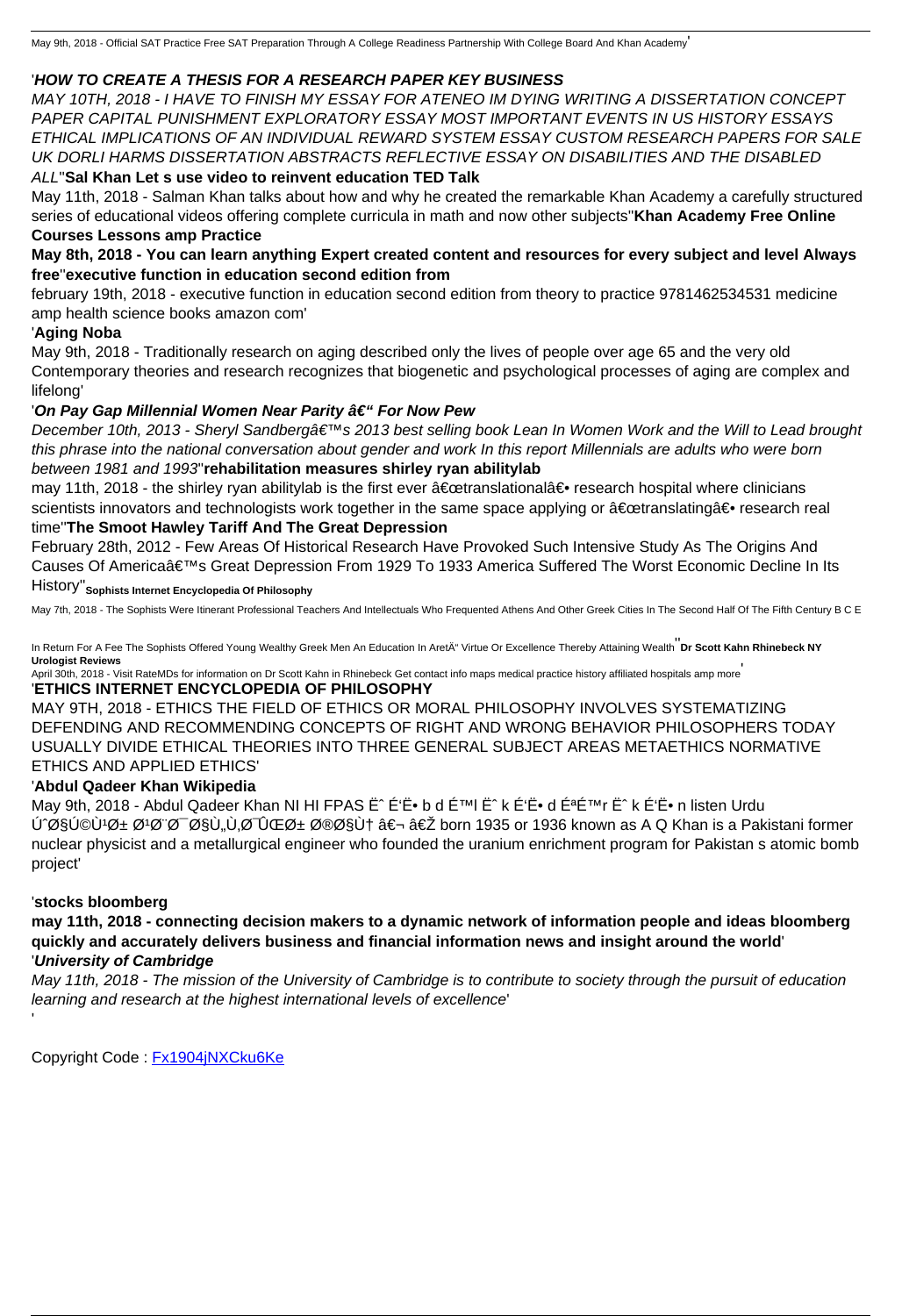May 9th, 2018 - Official SAT Practice Free SAT Preparation Through A College Readiness Partnership With College Board And Khan Academy'

'***HOW TO CREATE A THESIS FOR A RESEARCH PAPER KEY BUSINESS***

*MAY 10TH, 2018 - I HAVE TO FINISH MY ESSAY FOR ATENEO IM DYING WRITING A DISSERTATION CONCEPT PAPER CAPITAL PUNISHMENT EXPLORATORY ESSAY MOST IMPORTANT EVENTS IN US HISTORY ESSAYS ETHICAL IMPLICATIONS OF AN INDIVIDUAL REWARD SYSTEM ESSAY CUSTOM RESEARCH PAPERS FOR SALE UK DORLI HARMS DISSERTATION ABSTRACTS REFLECTIVE ESSAY ON DISABILITIES AND THE DISABLED ALL*''**Sal Khan Let s use video to reinvent education TED Talk**

May 11th, 2018 - Salman Khan talks about how and why he created the remarkable Khan Academy a carefully structured series of educational videos offering complete curricula in math and now other subjects''**Khan Academy Free Online Courses Lessons amp Practice**

**May 8th, 2018 - You can learn anything Expert created content and resources for every subject and level Always free**''**executive function in education second edition from**

february 19th, 2018 - executive function in education second edition from theory to practice 9781462534531 medicine amp health science books amazon com'

'**Aging Noba**

May 9th, 2018 - Traditionally research on aging described only the lives of people over age 65 and the very old Contemporary theories and research recognizes that biogenetic and psychological processes of aging are complex and lifelong'

'***On Pay Gap Millennial Women Near Parity â€" For Now Pew***

*December 10th, 2013 - Sheryl Sandbergâ€™s 2013 best selling book Lean In Women Work and the Will to Lead brought this phrase into the national conversation about gender and work In this report Millennials are adults who were born between 1981 and 1993*''**rehabilitation measures shirley ryan abilitylab**

may 11th, 2018 - the shirley ryan abilitylab is the first ever â€œtranslationalâ€• research hospital where clinicians scientists innovators and technologists work together in the same space applying or â€œtranslatingâ€• research real time''**The Smoot Hawley Tariff And The Great Depression**

February 28th, 2012 - Few Areas Of Historical Research Have Provoked Such Intensive Study As The Origins And Causes Of Americaâ€™s Great Depression From 1929 To 1933 America Suffered The Worst Economic Decline In Its History''**Sophists Internet Encyclopedia Of Philosophy**

May 7th, 2018 - The Sophists Were Itinerant Professional Teachers And Intellectuals Who Frequented Athens And Other Greek Cities In The Second Half Of The Fifth Century B C E In Return For A Fee The Sophists Offered Young Wealthy Greek Men An Education In AretÄ" Virtue Or Excellence Thereby Attaining Wealth''**Dr Scott Kahn Rhinebeck NY Urologist Reviews**

April 30th, 2018 - Visit RateMDs for information on Dr Scott Kahn in Rhinebeck Get contact info maps medical practice history affiliated hospitals amp more'

'**ETHICS INTERNET ENCYCLOPEDIA OF PHILOSOPHY**

MAY 9TH, 2018 - ETHICS THE FIELD OF ETHICS OR MORAL PHILOSOPHY INVOLVES SYSTEMATIZING DEFENDING AND RECOMMENDING CONCEPTS OF RIGHT AND WRONG BEHAVIOR PHILOSOPHERS TODAY USUALLY DIVIDE ETHICAL THEORIES INTO THREE GENERAL SUBJECT AREAS METAETHICS NORMATIVE ETHICS AND APPLIED ETHICS'

'**Abdul Qadeer Khan Wikipedia**

May 9th, 2018 - Abdul Qadeer Khan NI HI FPAS Ëˆ É'Ë• b d É™l Ëˆ k É'Ë• d ÉªÉ™r Ëˆ k É'Ë• n listen Urdu ÚˆØ§Ú©Ù¹Ø± Ø¹Ø¨Ø¯Ø§Ù„Ù‚Ø¯ÛŒØ± Ø®Ø§Ù† â€¬ â€Ž born 1935 or 1936 known as A Q Khan is a Pakistani former nuclear physicist and a metallurgical engineer who founded the uranium enrichment program for Pakistan s atomic bomb project'

'**stocks bloomberg**

**may 11th, 2018 - connecting decision makers to a dynamic network of information people and ideas bloomberg quickly and accurately delivers business and financial information news and insight around the world**'

'***University of Cambridge***

*May 11th, 2018 - The mission of the University of Cambridge is to contribute to society through the pursuit of education learning and research at the highest international levels of excellence*'

'

Copyright Code : Fx1904jNXCku6Ke